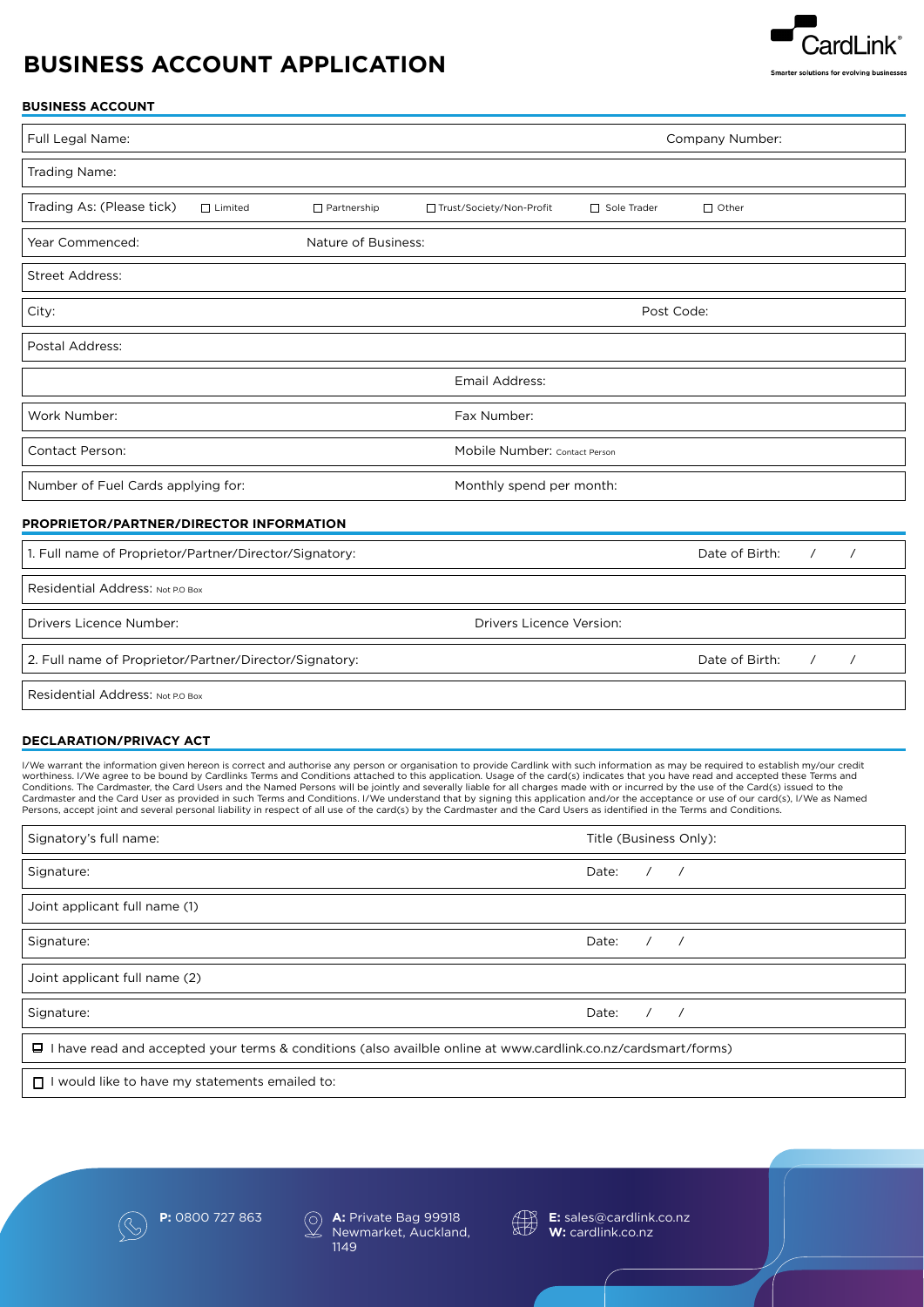# BUSINESS ACCOUNT APPLICATION

CardLink®

Smarter solutions for evolving businesses

## BUSINESS ACCOUNT

| | |
|---|---|
| Full Legal Name: | Company Number: |
| Trading Name: | |
| Trading As: (Please tick) ☐ Limited ☐ Partnership ☐ Trust/Society/Non-Profit ☐ Sole Trader ☐ Other | |
| Year Commenced: | Nature of Business: |
| Street Address: | |
| City: | Post Code: |
| Postal Address: | |
| | Email Address: |
| Work Number: | Fax Number: |
| Contact Person: | Mobile Number: Contact Person |
| Number of Fuel Cards applying for: | Monthly spend per month: |

## PROPRIETOR/PARTNER/DIRECTOR INFORMATION

| | |
|---|---|
| 1. Full name of Proprietor/Partner/Director/Signatory: | Date of Birth: / / |
| Residential Address: Not P.O Box | |
| Drivers Licence Number: | Drivers Licence Version: |
| 2. Full name of Proprietor/Partner/Director/Signatory: | Date of Birth: / / |
| Residential Address: Not P.O Box | |

## DECLARATION/PRIVACY ACT

I/We warrant the information given hereon is correct and authorise any person or organisation to provide Cardlink with such information as may be required to establish my/our credit worthiness. I/We agree to be bound by Cardlinks Terms and Conditions attached to this application. Usage of the card(s) indicates that you have read and accepted these Terms and Conditions. The Cardmaster, the Card Users and the Named Persons will be jointly and severally liable for all charges made with or incurred by the use of the Card(s) issued to the Cardmaster and the Card User as provided in such Terms and Conditions. I/We understand that by signing this application and/or the acceptance or use of our card(s), I/We as Named Persons, accept joint and several personal liability in respect of all use of the card(s) by the Cardmaster and the Card Users as identified in the Terms and Conditions.

| | |
|---|---|
| Signatory's full name: | Title (Business Only): |
| Signature: | Date: / / |
| Joint applicant full name (1) | |
| Signature: | Date: / / |
| Joint applicant full name (2) | |
| Signature: | Date: / / |

☐ I have read and accepted your terms & conditions (also availble online at www.cardlink.co.nz/cardsmart/forms)

☐ I would like to have my statements emailed to:

**P:** 0800 727 863

**A:** Private Bag 99918 Newmarket, Auckland, 1149

**E:** sales@cardlink.co.nz
**W:** cardlink.co.nz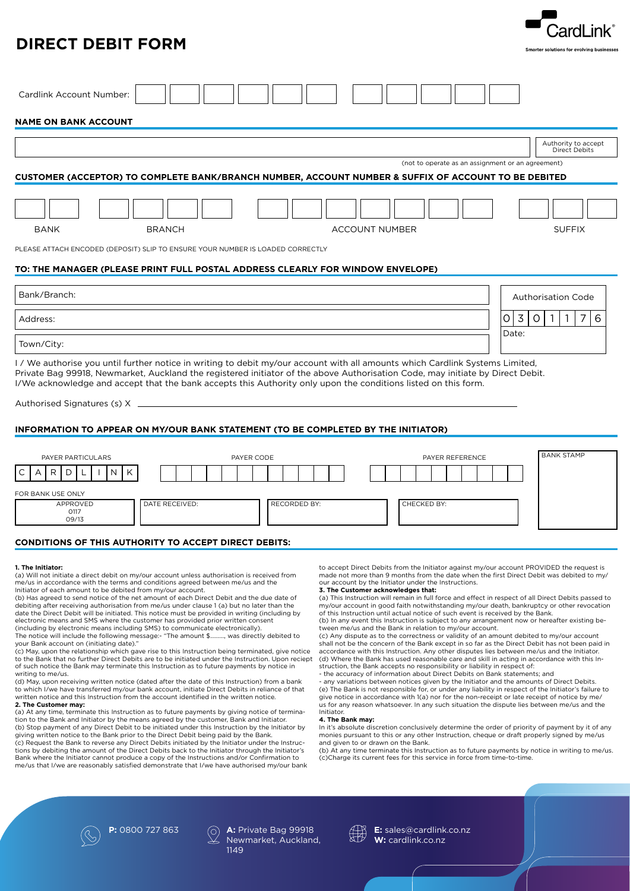# DIRECT DEBIT FORM

CardLink®
Smarter solutions for evolving businesses

Cardlink Account Number: | | | | | | | | | | | |

## NAME ON BANK ACCOUNT

| | Authority to accept Direct Debits |
|---|---|

(not to operate as an assignment or an agreement)

## CUSTOMER (ACCEPTOR) TO COMPLETE BANK/BRANCH NUMBER, ACCOUNT NUMBER & SUFFIX OF ACCOUNT TO BE DEBITED

| BANK | BRANCH | ACCOUNT NUMBER | SUFFIX |
|---|---|---|---|
| | | | |

PLEASE ATTACH ENCODED (DEPOSIT) SLIP TO ENSURE YOUR NUMBER IS LOADED CORRECTLY

## TO: THE MANAGER (PLEASE PRINT FULL POSTAL ADDRESS CLEARLY FOR WINDOW ENVELOPE)

| | Authorisation Code |
|---|---|
| Bank/Branch: | 0 3 0 1 1 7 6 |
| Address: | Date: |
| Town/City: | |

I / We authorise you until further notice in writing to debit my/our account with all amounts which Cardlink Systems Limited, Private Bag 99918, Newmarket, Auckland the registered initiator of the above Authorisation Code, may initiate by Direct Debit. I/We acknowledge and accept that the bank accepts this Authority only upon the conditions listed on this form.

Authorised Signatures (s) X ______________________________

## INFORMATION TO APPEAR ON MY/OUR BANK STATEMENT (TO BE COMPLETED BY THE INITIATOR)

| PAYER PARTICULARS | PAYER CODE | PAYER REFERENCE | BANK STAMP |
|---|---|---|---|
| C A R D L I N K | | | |

FOR BANK USE ONLY

| APPROVED 0117 09/13 | DATE RECEIVED: | RECORDED BY: | CHECKED BY: |
|---|---|---|---|

## CONDITIONS OF THIS AUTHORITY TO ACCEPT DIRECT DEBITS:

**1. The Initiator:**

(a) Will not initiate a direct debit on my/our account unless authorisation is received from me/us in accordance with the terms and conditions agreed between me/us and the Initiator of each amount to be debited from my/our account.

(b) Has agreed to send notice of the net amount of each Direct Debit and the due date of debiting after receiving authorisation from me/us under clause 1 (a) but no later than the date the Direct Debit will be initiated. This notice must be provided in writing (including by electronic means and SMS where the customer has provided prior written consent (including by electronic means including SMS) to communicate electronically).
The notice will include the following message:- "The amount $........, was directly debited to your Bank account on (initiating date)."

(c) May, upon the relationship which gave rise to this Instruction being terminated, give notice to the Bank that no further Direct Debits are to be initiated under the Instruction. Upon reciept of such notice the Bank may terminate this Instruction as to future payments by notice in writing to me/us.

(d) May, upon receiving written notice (dated after the date of this Instruction) from a bank to which I/we have transferred my/our bank account, initiate Direct Debits in reliance of that written notice and this Instruction from the account identified in the written notice.

**2. The Customer may:**

(a) At any time, terminate this Instruction as to future payments by giving notice of termination to the Bank and Initiator by the means agreed by the customer, Bank and Initiator.

(b) Stop payment of any Direct Debit to be initiated under this Instruction by the Initiator by giving written notice to the Bank prior to the Direct Debit being paid by the Bank.

(c) Request the Bank to reverse any Direct Debits initiated by the Initiator under the Instructions by debiting the amount of the Direct Debits back to the Initiator through the Initiator's Bank where the Initiator cannot produce a copy of the Instructions and/or Confirmation to me/us that I/we are reasonably satisfied demonstrate that I/we have authorised my/our bank to accept Direct Debits from the Initiator against my/our account PROVIDED the request is made not more than 9 months from the date when the first Direct Debit was debited to my/our account by the Initiator under the Instructions.

**3. The Customer acknowledges that:**

(a) This Instruction will remain in full force and effect in respect of all Direct Debits passed to my/our account in good faith notwithstanding my/our death, bankruptcy or other revocation of this Instruction until actual notice of such event is received by the Bank.

(b) In any event this Instruction is subject to any arrangement now or hereafter existing between me/us and the Bank in relation to my/our account.

(c) Any dispute as to the correctness or validity of an amount debited to my/our account shall not be the concern of the Bank except in so far as the Direct Debit has not been paid in accordance with this Instruction. Any other disputes lies between me/us and the Initiator.

(d) Where the Bank has used reasonable care and skill in acting in accordance with this Instruction, the Bank accepts no responsibility or liability in respect of:
- the accuracy of information about Direct Debits on Bank statements; and
- any variations between notices given by the Initiator and the amounts of Direct Debits.

(e) The Bank is not responsible for, or under any liability in respect of the Initiator's failure to give notice in accordance with 1(a) nor for the non-receipt or late receipt of notice by me/us for any reason whatsoever. In any such situation the dispute lies between me/us and the Initiator.

**4. The Bank may:**

In it's absolute discretion conclusively determine the order of priority of payment by it of any monies pursuant to this or any other Instruction, cheque or draft properly signed by me/us and given to or drawn on the Bank.

(b) At any time terminate this Instruction as to future payments by notice in writing to me/us.

(c)Charge its current fees for this service in force from time-to-time.

**P:** 0800 727 863
**A:** Private Bag 99918 Newmarket, Auckland, 1149
**E:** sales@cardlink.co.nz
**W:** cardlink.co.nz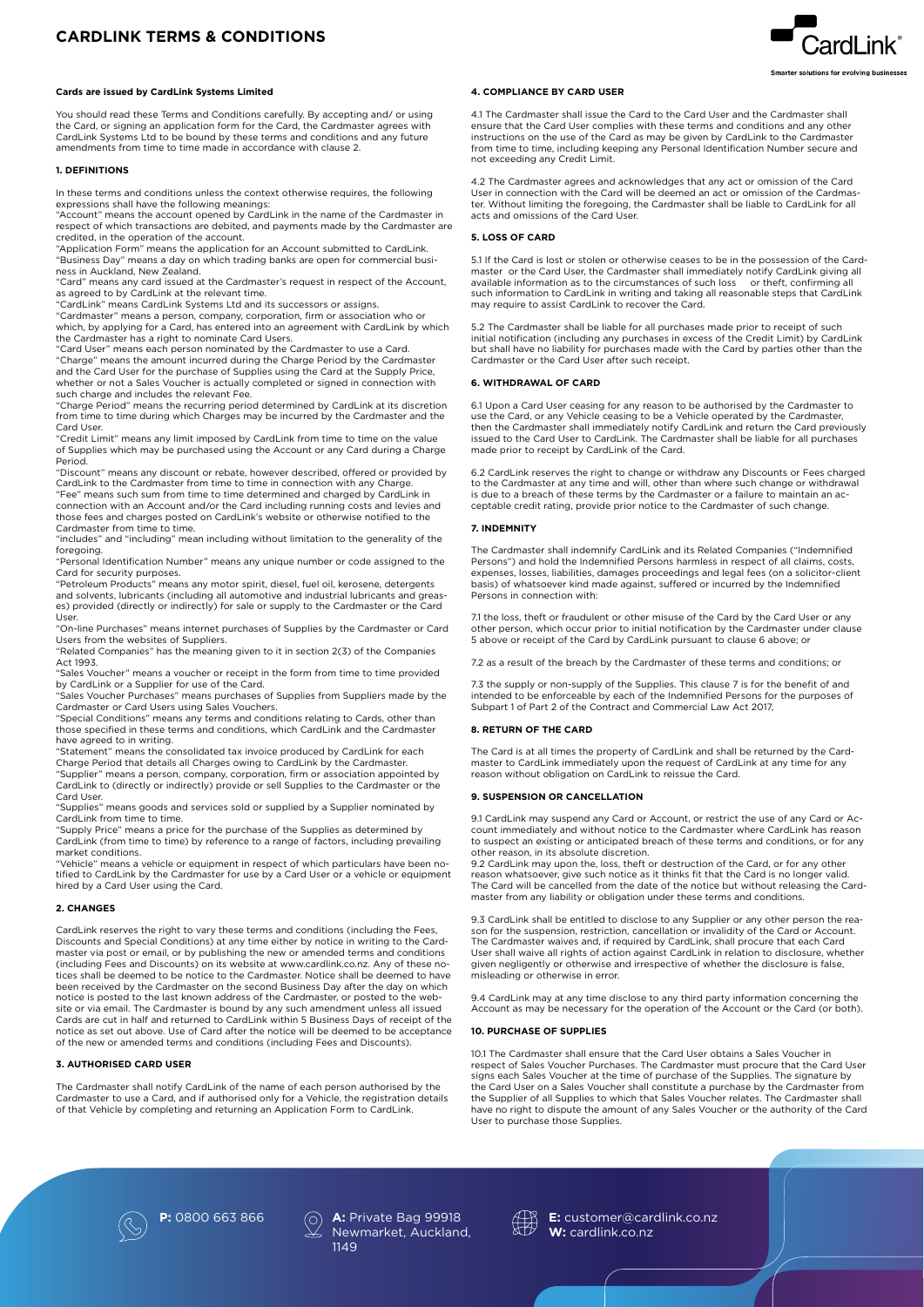# CARDLINK TERMS & CONDITIONS

**Cards are issued by CardLink Systems Limited**

You should read these Terms and Conditions carefully. By accepting and/ or using the Card, or signing an application form for the Card, the Cardmaster agrees with CardLink Systems Ltd to be bound by these terms and conditions and any future amendments from time to time made in accordance with clause 2.

**1. DEFINITIONS**

In these terms and conditions unless the context otherwise requires, the following expressions shall have the following meanings:

"Account" means the account opened by CardLink in the name of the Cardmaster in respect of which transactions are debited, and payments made by the Cardmaster are credited, in the operation of the account.

"Application Form" means the application for an Account submitted to CardLink.

"Business Day" means a day on which trading banks are open for commercial business in Auckland, New Zealand.

"Card" means any card issued at the Cardmaster's request in respect of the Account, as agreed to by CardLink at the relevant time.

"CardLink" means CardLink Systems Ltd and its successors or assigns.

"Cardmaster" means a person, company, corporation, firm or association who or which, by applying for a Card, has entered into an agreement with CardLink by which the Cardmaster has a right to nominate Card Users.

"Card User" means each person nominated by the Cardmaster to use a Card.

"Charge" means the amount incurred during the Charge Period by the Cardmaster and the Card User for the purchase of Supplies using the Card at the Supply Price, whether or not a Sales Voucher is actually completed or signed in connection with such charge and includes the relevant Fee.

"Charge Period" means the recurring period determined by CardLink at its discretion from time to time during which Charges may be incurred by the Cardmaster and the Card User.

"Credit Limit" means any limit imposed by CardLink from time to time on the value of Supplies which may be purchased using the Account or any Card during a Charge Period.

"Discount" means any discount or rebate, however described, offered or provided by CardLink to the Cardmaster from time to time in connection with any Charge.

"Fee" means such sum from time to time determined and charged by CardLink in connection with an Account and/or the Card including running costs and levies and those fees and charges posted on CardLink's website or otherwise notified to the Cardmaster from time to time.

"includes" and "including" mean including without limitation to the generality of the foregoing.

"Personal Identification Number" means any unique number or code assigned to the Card for security purposes.

"Petroleum Products" means any motor spirit, diesel, fuel oil, kerosene, detergents and solvents, lubricants (including all automotive and industrial lubricants and greases) provided (directly or indirectly) for sale or supply to the Cardmaster or the Card User.

"On-line Purchases" means internet purchases of Supplies by the Cardmaster or Card Users from the websites of Suppliers.

"Related Companies" has the meaning given to it in section 2(3) of the Companies Act 1993.

"Sales Voucher" means a voucher or receipt in the form from time to time provided by CardLink or a Supplier for use of the Card.

"Sales Voucher Purchases" means purchases of Supplies from Suppliers made by the Cardmaster or Card Users using Sales Vouchers.

"Special Conditions" means any terms and conditions relating to Cards, other than those specified in these terms and conditions, which CardLink and the Cardmaster have agreed to in writing.

"Statement" means the consolidated tax invoice produced by CardLink for each Charge Period that details all Charges owing to CardLink by the Cardmaster.

"Supplier" means a person, company, corporation, firm or association appointed by CardLink to (directly or indirectly) provide or sell Supplies to the Cardmaster or the Card User.

"Supplies" means goods and services sold or supplied by a Supplier nominated by CardLink from time to time.

"Supply Price" means a price for the purchase of the Supplies as determined by CardLink (from time to time) by reference to a range of factors, including prevailing market conditions.

"Vehicle" means a vehicle or equipment in respect of which particulars have been notified to CardLink by the Cardmaster for use by a Card User or a vehicle or equipment hired by a Card User using the Card.

**2. CHANGES**

CardLink reserves the right to vary these terms and conditions (including the Fees, Discounts and Special Conditions) at any time either by notice in writing to the Cardmaster via post or email, or by publishing the new or amended terms and conditions (including Fees and Discounts) on its website at www.cardlink.co.nz. Any of these notices shall be deemed to be notice to the Cardmaster. Notice shall be deemed to have been received by the Cardmaster on the second Business Day after the day on which notice is posted to the last known address of the Cardmaster, or posted to the website or via email. The Cardmaster is bound by any such amendment unless all issued Cards are cut in half and returned to CardLink within 5 Business Days of receipt of the notice as set out above. Use of Card after the notice will be deemed to be acceptance of the new or amended terms and conditions (including Fees and Discounts).

**3. AUTHORISED CARD USER**

The Cardmaster shall notify CardLink of the name of each person authorised by the Cardmaster to use a Card, and if authorised only for a Vehicle, the registration details of that Vehicle by completing and returning an Application Form to CardLink.

**4. COMPLIANCE BY CARD USER**

4.1 The Cardmaster shall issue the Card to the Card User and the Cardmaster shall ensure that the Card User complies with these terms and conditions and any other instructions on the use of the Card as may be given by CardLink to the Cardmaster from time to time, including keeping any Personal Identification Number secure and not exceeding any Credit Limit.

4.2 The Cardmaster agrees and acknowledges that any act or omission of the Card User in connection with the Card will be deemed an act or omission of the Cardmaster. Without limiting the foregoing, the Cardmaster shall be liable to CardLink for all acts and omissions of the Card User.

**5. LOSS OF CARD**

5.1 If the Card is lost or stolen or otherwise ceases to be in the possession of the Cardmaster or the Card User, the Cardmaster shall immediately notify CardLink giving all available information as to the circumstances of such loss or theft, confirming all such information to CardLink in writing and taking all reasonable steps that CardLink may require to assist CardLink to recover the Card.

5.2 The Cardmaster shall be liable for all purchases made prior to receipt of such initial notification (including any purchases in excess of the Credit Limit) by CardLink but shall have no liability for purchases made with the Card by parties other than the Cardmaster or the Card User after such receipt.

**6. WITHDRAWAL OF CARD**

6.1 Upon a Card User ceasing for any reason to be authorised by the Cardmaster to use the Card, or any Vehicle ceasing to be a Vehicle operated by the Cardmaster, then the Cardmaster shall immediately notify CardLink and return the Card previously issued to the Card User to CardLink. The Cardmaster shall be liable for all purchases made prior to receipt by CardLink of the Card.

6.2 CardLink reserves the right to change or withdraw any Discounts or Fees charged to the Cardmaster at any time and will, other than where such change or withdrawal is due to a breach of these terms by the Cardmaster or a failure to maintain an acceptable credit rating, provide prior notice to the Cardmaster of such change.

**7. INDEMNITY**

The Cardmaster shall indemnify CardLink and its Related Companies ("Indemnified Persons") and hold the Indemnified Persons harmless in respect of all claims, costs, expenses, losses, liabilities, damages proceedings and legal fees (on a solicitor-client basis) of whatsoever kind made against, suffered or incurred by the Indemnified Persons in connection with:

7.1 the loss, theft or fraudulent or other misuse of the Card by the Card User or any other person, which occur prior to initial notification by the Cardmaster under clause 5 above or receipt of the Card by CardLink pursuant to clause 6 above; or

7.2 as a result of the breach by the Cardmaster of these terms and conditions; or

7.3 the supply or non-supply of the Supplies. This clause 7 is for the benefit of and intended to be enforceable by each of the Indemnified Persons for the purposes of Subpart 1 of Part 2 of the Contract and Commercial Law Act 2017.

**8. RETURN OF THE CARD**

The Card is at all times the property of CardLink and shall be returned by the Cardmaster to CardLink immediately upon the request of CardLink at any time for any reason without obligation on CardLink to reissue the Card.

**9. SUSPENSION OR CANCELLATION**

9.1 CardLink may suspend any Card or Account, or restrict the use of any Card or Account immediately and without notice to the Cardmaster where CardLink has reason to suspect an existing or anticipated breach of these terms and conditions, or for any other reason, in its absolute discretion.

9.2 CardLink may upon the, loss, theft or destruction of the Card, or for any other reason whatsoever, give such notice as it thinks fit that the Card is no longer valid. The Card will be cancelled from the date of the notice but without releasing the Cardmaster from any liability or obligation under these terms and conditions.

9.3 CardLink shall be entitled to disclose to any Supplier or any other person the reason for the suspension, restriction, cancellation or invalidity of the Card or Account. The Cardmaster waives and, if required by CardLink, shall procure that each Card User shall waive all rights of action against CardLink in relation to disclosure, whether given negligently or otherwise and irrespective of whether the disclosure is false, misleading or otherwise in error.

9.4 CardLink may at any time disclose to any third party information concerning the Account as may be necessary for the operation of the Account or the Card (or both).

**10. PURCHASE OF SUPPLIES**

10.1 The Cardmaster shall ensure that the Card User obtains a Sales Voucher in respect of Sales Voucher Purchases. The Cardmaster must procure that the Card User signs each Sales Voucher at the time of purchase of the Supplies. The signature by the Card User on a Sales Voucher shall constitute a purchase by the Cardmaster from the Supplier of all Supplies to which that Sales Voucher relates. The Cardmaster shall have no right to dispute the amount of any Sales Voucher or the authority of the Card User to purchase those Supplies.

**P:** 0800 663 866 **A:** Private Bag 99918 Newmarket, Auckland, 1149 **E:** customer@cardlink.co.nz **W:** cardlink.co.nz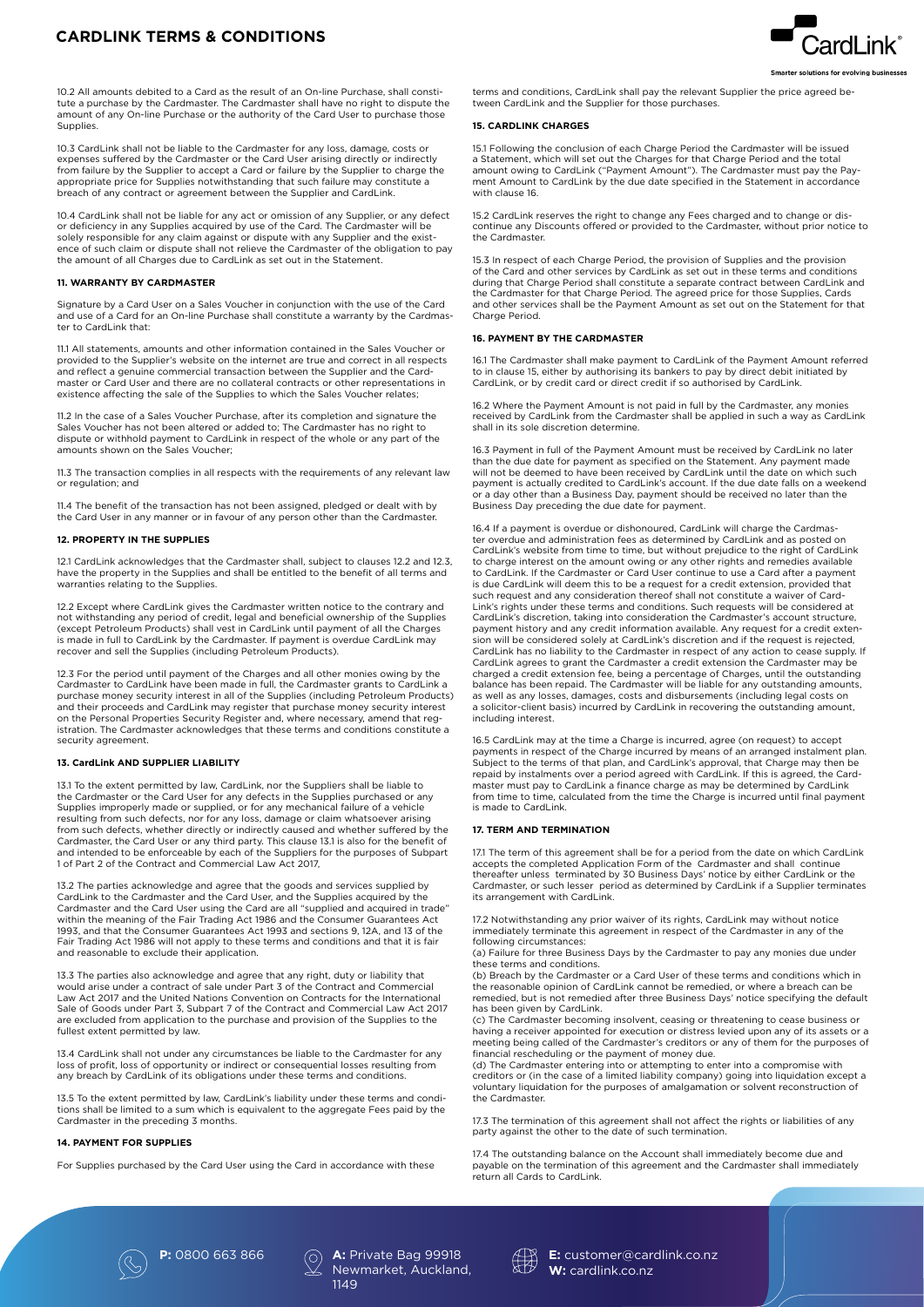10.2 All amounts debited to a Card as the result of an On-line Purchase, shall constitute a purchase by the Cardmaster. The Cardmaster shall have no right to dispute the amount of any On-line Purchase or the authority of the Card User to purchase those Supplies.

10.3 CardLink shall not be liable to the Cardmaster for any loss, damage, costs or expenses suffered by the Cardmaster or the Card User arising directly or indirectly from failure by the Supplier to accept a Card or failure by the Supplier to charge the appropriate price for Supplies notwithstanding that such failure may constitute a breach of any contract or agreement between the Supplier and CardLink.

10.4 CardLink shall not be liable for any act or omission of any Supplier, or any defect or deficiency in any Supplies acquired by use of the Card. The Cardmaster will be solely responsible for any claim against or dispute with any Supplier and the existence of such claim or dispute shall not relieve the Cardmaster of the obligation to pay the amount of all Charges due to CardLink as set out in the Statement.

**11. WARRANTY BY CARDMASTER**

Signature by a Card User on a Sales Voucher in conjunction with the use of the Card and use of a Card for an On-line Purchase shall constitute a warranty by the Cardmaster to CardLink that:

11.1 All statements, amounts and other information contained in the Sales Voucher or provided to the Supplier's website on the internet are true and correct in all respects and reflect a genuine commercial transaction between the Supplier and the Cardmaster or Card User and there are no collateral contracts or other representations in existence affecting the sale of the Supplies to which the Sales Voucher relates;

11.2 In the case of a Sales Voucher Purchase, after its completion and signature the Sales Voucher has not been altered or added to; The Cardmaster has no right to dispute or withhold payment to CardLink in respect of the whole or any part of the amounts shown on the Sales Voucher;

11.3 The transaction complies in all respects with the requirements of any relevant law or regulation; and

11.4 The benefit of the transaction has not been assigned, pledged or dealt with by the Card User in any manner or in favour of any person other than the Cardmaster.

**12. PROPERTY IN THE SUPPLIES**

12.1 CardLink acknowledges that the Cardmaster shall, subject to clauses 12.2 and 12.3, have the property in the Supplies and shall be entitled to the benefit of all terms and warranties relating to the Supplies.

12.2 Except where CardLink gives the Cardmaster written notice to the contrary and not withstanding any period of credit, legal and beneficial ownership of the Supplies (except Petroleum Products) shall vest in CardLink until payment of all the Charges is made in full to CardLink by the Cardmaster. If payment is overdue CardLink may recover and sell the Supplies (including Petroleum Products).

12.3 For the period until payment of the Charges and all other monies owing by the Cardmaster to CardLink have been made in full, the Cardmaster grants to CardLink a purchase money security interest in all of the Supplies (including Petroleum Products) and their proceeds and CardLink may register that purchase money security interest on the Personal Properties Security Register and, where necessary, amend that registration. The Cardmaster acknowledges that these terms and conditions constitute a security agreement.

**13. CardLink AND SUPPLIER LIABILITY**

13.1 To the extent permitted by law, CardLink, nor the Suppliers shall be liable to the Cardmaster or the Card User for any defects in the Supplies purchased or any Supplies improperly made or supplied, or for any mechanical failure of a vehicle resulting from such defects, nor for any loss, damage or claim whatsoever arising from such defects, whether directly or indirectly caused and whether suffered by the Cardmaster, the Card User or any third party. This clause 13.1 is also for the benefit of and intended to be enforceable by each of the Suppliers for the purposes of Subpart 1 of Part 2 of the Contract and Commercial Law Act 2017,

13.2 The parties acknowledge and agree that the goods and services supplied by CardLink to the Cardmaster and the Card User, and the Supplies acquired by the Cardmaster and the Card User using the Card are all "supplied and acquired in trade" within the meaning of the Fair Trading Act 1986 and the Consumer Guarantees Act 1993, and that the Consumer Guarantees Act 1993 and sections 9, 12A, and 13 of the Fair Trading Act 1986 will not apply to these terms and conditions and that it is fair and reasonable to exclude their application.

13.3 The parties also acknowledge and agree that any right, duty or liability that would arise under a contract of sale under Part 3 of the Contract and Commercial Law Act 2017 and the United Nations Convention on Contracts for the International Sale of Goods under Part 3, Subpart 7 of the Contract and Commercial Law Act 2017 are excluded from application to the purchase and provision of the Supplies to the fullest extent permitted by law.

13.4 CardLink shall not under any circumstances be liable to the Cardmaster for any loss of profit, loss of opportunity or indirect or consequential losses resulting from any breach by CardLink of its obligations under these terms and conditions.

13.5 To the extent permitted by law, CardLink's liability under these terms and conditions shall be limited to a sum which is equivalent to the aggregate Fees paid by the Cardmaster in the preceding 3 months.

**14. PAYMENT FOR SUPPLIES**

For Supplies purchased by the Card User using the Card in accordance with these terms and conditions, CardLink shall pay the relevant Supplier the price agreed between CardLink and the Supplier for those purchases.

**15. CARDLINK CHARGES**

15.1 Following the conclusion of each Charge Period the Cardmaster will be issued a Statement, which will set out the Charges for that Charge Period and the total amount owing to CardLink ("Payment Amount"). The Cardmaster must pay the Payment Amount to CardLink by the due date specified in the Statement in accordance with clause 16.

15.2 CardLink reserves the right to change any Fees charged and to change or discontinue any Discounts offered or provided to the Cardmaster, without prior notice to the Cardmaster.

15.3 In respect of each Charge Period, the provision of Supplies and the provision of the Card and other services by CardLink as set out in these terms and conditions during that Charge Period shall constitute a separate contract between CardLink and the Cardmaster for that Charge Period. The agreed price for those Supplies, Cards and other services shall be the Payment Amount as set out on the Statement for that Charge Period.

**16. PAYMENT BY THE CARDMASTER**

16.1 The Cardmaster shall make payment to CardLink of the Payment Amount referred to in clause 15, either by authorising its bankers to pay by direct debit initiated by CardLink, or by credit card or direct credit if so authorised by CardLink.

16.2 Where the Payment Amount is not paid in full by the Cardmaster, any monies received by CardLink from the Cardmaster shall be applied in such a way as CardLink shall in its sole discretion determine.

16.3 Payment in full of the Payment Amount must be received by CardLink no later than the due date for payment as specified on the Statement. Any payment made will not be deemed to have been received by CardLink until the date on which such payment is actually credited to CardLink's account. If the due date falls on a weekend or a day other than a Business Day, payment should be received no later than the Business Day preceding the due date for payment.

16.4 If a payment is overdue or dishonoured, CardLink will charge the Cardmaster overdue and administration fees as determined by CardLink and as posted on CardLink's website from time to time, but without prejudice to the right of CardLink to charge interest on the amount owing or any other rights and remedies available to CardLink. If the Cardmaster or Card User continue to use a Card after a payment is due CardLink will deem this to be a request for a credit extension, provided that such request and any consideration thereof shall not constitute a waiver of CardLink's rights under these terms and conditions. Such requests will be considered at CardLink's discretion, taking into consideration the Cardmaster's account structure, payment history and any credit information available. Any request for a credit extension will be considered solely at CardLink's discretion and if the request is rejected, CardLink has no liability to the Cardmaster in respect of any action to cease supply. If CardLink agrees to grant the Cardmaster a credit extension the Cardmaster may be charged a credit extension fee, being a percentage of Charges, until the outstanding balance has been repaid. The Cardmaster will be liable for any outstanding amounts, as well as any losses, damages, costs and disbursements (including legal costs on a solicitor-client basis) incurred by CardLink in recovering the outstanding amount, including interest.

16.5 CardLink may at the time a Charge is incurred, agree (on request) to accept payments in respect of the Charge incurred by means of an arranged instalment plan. Subject to the terms of that plan, and CardLink's approval, that Charge may then be repaid by instalments over a period agreed with CardLink. If this is agreed, the Cardmaster must pay to CardLink a finance charge as may be determined by CardLink from time to time, calculated from the time the Charge is incurred until final payment is made to CardLink.

**17. TERM AND TERMINATION**

17.1 The term of this agreement shall be for a period from the date on which CardLink accepts the completed Application Form of the Cardmaster and shall continue thereafter unless terminated by 30 Business Days' notice by either CardLink or the Cardmaster, or such lesser period as determined by CardLink if a Supplier terminates its arrangement with CardLink.

17.2 Notwithstanding any prior waiver of its rights, CardLink may without notice immediately terminate this agreement in respect of the Cardmaster in any of the following circumstances:

(a) Failure for three Business Days by the Cardmaster to pay any monies due under these terms and conditions.

(b) Breach by the Cardmaster or a Card User of these terms and conditions which in the reasonable opinion of CardLink cannot be remedied, or where a breach can be remedied, but is not remedied after three Business Days' notice specifying the default has been given by CardLink.

(c) The Cardmaster becoming insolvent, ceasing or threatening to cease business or having a receiver appointed for execution or distress levied upon any of its assets or a meeting being called of the Cardmaster's creditors or any of them for the purposes of financial rescheduling or the payment of money due.

(d) The Cardmaster entering into or attempting to enter into a compromise with creditors or (in the case of a limited liability company) going into liquidation except a voluntary liquidation for the purposes of amalgamation or solvent reconstruction of the Cardmaster.

17.3 The termination of this agreement shall not affect the rights or liabilities of any party against the other to the date of such termination.

17.4 The outstanding balance on the Account shall immediately become due and payable on the termination of this agreement and the Cardmaster shall immediately return all Cards to CardLink.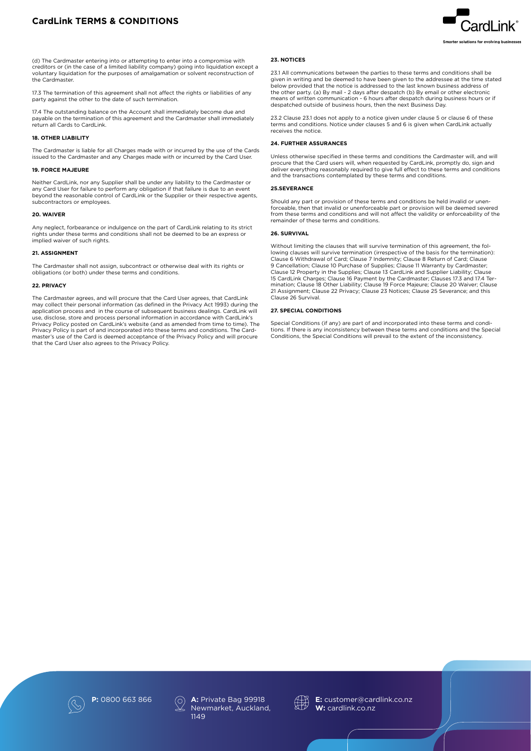(d) The Cardmaster entering into or attempting to enter into a compromise with creditors or (in the case of a limited liability company) going into liquidation except a voluntary liquidation for the purposes of amalgamation or solvent reconstruction of the Cardmaster.

17.3 The termination of this agreement shall not affect the rights or liabilities of any party against the other to the date of such termination.

17.4 The outstanding balance on the Account shall immediately become due and payable on the termination of this agreement and the Cardmaster shall immediately return all Cards to CardLink.

### 18. OTHER LIABILITY

The Cardmaster is liable for all Charges made with or incurred by the use of the Cards issued to the Cardmaster and any Charges made with or incurred by the Card User.

### 19. FORCE MAJEURE

Neither CardLink, nor any Supplier shall be under any liability to the Cardmaster or any Card User for failure to perform any obligation if that failure is due to an event beyond the reasonable control of CardLink or the Supplier or their respective agents, subcontractors or employees.

### 20. WAIVER

Any neglect, forbearance or indulgence on the part of CardLink relating to its strict rights under these terms and conditions shall not be deemed to be an express or implied waiver of such rights.

### 21. ASSIGNMENT

The Cardmaster shall not assign, subcontract or otherwise deal with its rights or obligations (or both) under these terms and conditions.

### 22. PRIVACY

The Cardmaster agrees, and will procure that the Card User agrees, that CardLink may collect their personal information (as defined in the Privacy Act 1993) during the application process and in the course of subsequent business dealings. CardLink will use, disclose, store and process personal information in accordance with CardLink's Privacy Policy posted on CardLink's website (and as amended from time to time). The Privacy Policy is part of and incorporated into these terms and conditions. The Cardmaster's use of the Card is deemed acceptance of the Privacy Policy and will procure that the Card User also agrees to the Privacy Policy.

### 23. NOTICES

23.1 All communications between the parties to these terms and conditions shall be given in writing and be deemed to have been given to the addressee at the time stated below provided that the notice is addressed to the last known business address of the other party. (a) By mail - 2 days after despatch (b) By email or other electronic means of written communication - 6 hours after despatch during business hours or if despatched outside of business hours, then the next Business Day.

23.2 Clause 23.1 does not apply to a notice given under clause 5 or clause 6 of these terms and conditions. Notice under clauses 5 and 6 is given when CardLink actually receives the notice.

### 24. FURTHER ASSURANCES

Unless otherwise specified in these terms and conditions the Cardmaster will, and will procure that the Card users will, when requested by CardLink, promptly do, sign and deliver everything reasonably required to give full effect to these terms and conditions and the transactions contemplated by these terms and conditions.

### 25.SEVERANCE

Should any part or provision of these terms and conditions be held invalid or unenforceable, then that invalid or unenforceable part or provision will be deemed severed from these terms and conditions and will not affect the validity or enforceability of the remainder of these terms and conditions.

### 26. SURVIVAL

Without limiting the clauses that will survive termination of this agreement, the following clauses will survive termination (irrespective of the basis for the termination): Clause 6 Withdrawal of Card; Clause 7 Indemnity; Clause 8 Return of Card; Clause 9 Cancellation; Clause 10 Purchase of Supplies; Clause 11 Warranty by Cardmaster; Clause 12 Property in the Supplies; Clause 13 CardLink and Supplier Liability; Clause 15 CardLink Charges; Clause 16 Payment by the Cardmaster; Clauses 17.3 and 17.4 Termination; Clause 18 Other Liability; Clause 19 Force Majeure; Clause 20 Waiver; Clause 21 Assignment; Clause 22 Privacy; Clause 23 Notices; Clause 25 Severance; and this Clause 26 Survival.

### 27. SPECIAL CONDITIONS

Special Conditions (if any) are part of and incorporated into these terms and conditions. If there is any inconsistency between these terms and conditions and the Special Conditions, the Special Conditions will prevail to the extent of the inconsistency.

**P:** 0800 663 866

**A:** Private Bag 99918 Newmarket, Auckland, 1149

**E:** customer@cardlink.co.nz
**W:** cardlink.co.nz